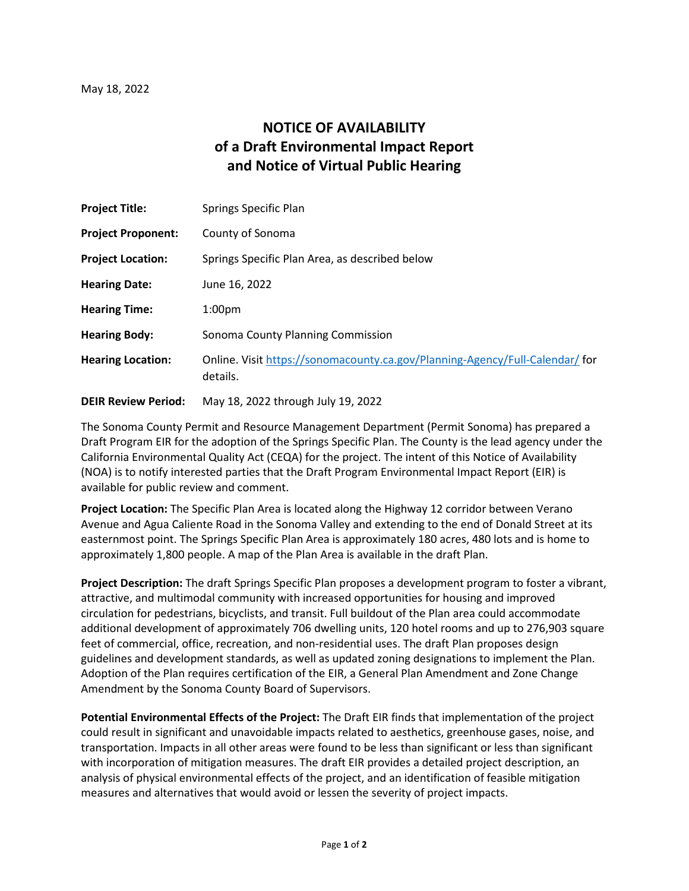May 18, 2022

# NOTICE OF AVAILABILITY of a Draft Environmental Impact Report and Notice of Virtual Public Hearing

| | |
|---|---|
| **Project Title:** | Springs Specific Plan |
| **Project Proponent:** | County of Sonoma |
| **Project Location:** | Springs Specific Plan Area, as described below |
| **Hearing Date:** | June 16, 2022 |
| **Hearing Time:** | 1:00pm |
| **Hearing Body:** | Sonoma County Planning Commission |
| **Hearing Location:** | Online. Visit [https://sonomacounty.ca.gov/Planning-Agency/Full-Calendar/](https://sonomacounty.ca.gov/Planning-Agency/Full-Calendar/) for details. |
| **DEIR Review Period:** | May 18, 2022 through July 19, 2022 |

The Sonoma County Permit and Resource Management Department (Permit Sonoma) has prepared a Draft Program EIR for the adoption of the Springs Specific Plan. The County is the lead agency under the California Environmental Quality Act (CEQA) for the project. The intent of this Notice of Availability (NOA) is to notify interested parties that the Draft Program Environmental Impact Report (EIR) is available for public review and comment.

**Project Location:** The Specific Plan Area is located along the Highway 12 corridor between Verano Avenue and Agua Caliente Road in the Sonoma Valley and extending to the end of Donald Street at its easternmost point. The Springs Specific Plan Area is approximately 180 acres, 480 lots and is home to approximately 1,800 people. A map of the Plan Area is available in the draft Plan.

**Project Description:** The draft Springs Specific Plan proposes a development program to foster a vibrant, attractive, and multimodal community with increased opportunities for housing and improved circulation for pedestrians, bicyclists, and transit. Full buildout of the Plan area could accommodate additional development of approximately 706 dwelling units, 120 hotel rooms and up to 276,903 square feet of commercial, office, recreation, and non-residential uses. The draft Plan proposes design guidelines and development standards, as well as updated zoning designations to implement the Plan. Adoption of the Plan requires certification of the EIR, a General Plan Amendment and Zone Change Amendment by the Sonoma County Board of Supervisors.

**Potential Environmental Effects of the Project:** The Draft EIR finds that implementation of the project could result in significant and unavoidable impacts related to aesthetics, greenhouse gases, noise, and transportation. Impacts in all other areas were found to be less than significant or less than significant with incorporation of mitigation measures. The draft EIR provides a detailed project description, an analysis of physical environmental effects of the project, and an identification of feasible mitigation measures and alternatives that would avoid or lessen the severity of project impacts.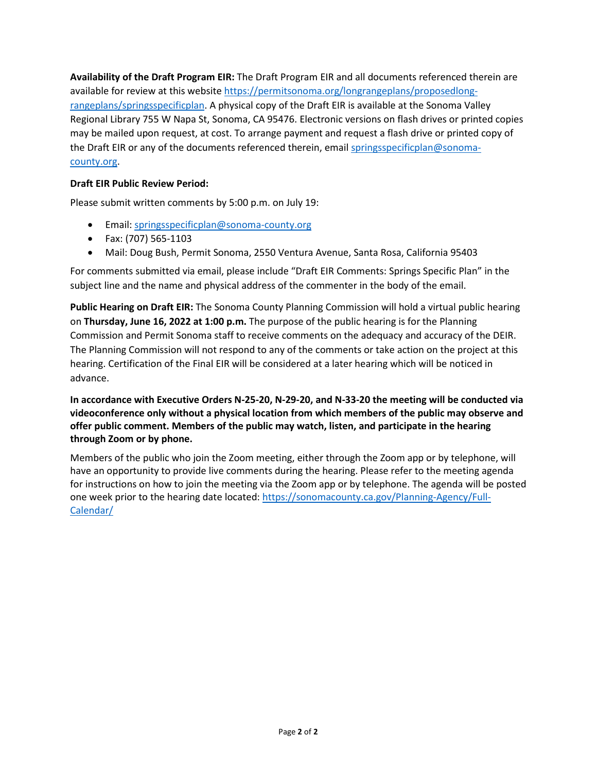**Availability of the Draft Program EIR:** The Draft Program EIR and all documents referenced therein are available for review at this website https://permitsonoma.org/longrangeplans/proposedlong-rangeplans/springsspecificplan. A physical copy of the Draft EIR is available at the Sonoma Valley Regional Library 755 W Napa St, Sonoma, CA 95476. Electronic versions on flash drives or printed copies may be mailed upon request, at cost. To arrange payment and request a flash drive or printed copy of the Draft EIR or any of the documents referenced therein, email springsspecificplan@sonoma-county.org.

**Draft EIR Public Review Period:**

Please submit written comments by 5:00 p.m. on July 19:

- Email: springsspecificplan@sonoma-county.org
- Fax: (707) 565-1103
- Mail: Doug Bush, Permit Sonoma, 2550 Ventura Avenue, Santa Rosa, California 95403

For comments submitted via email, please include "Draft EIR Comments: Springs Specific Plan" in the subject line and the name and physical address of the commenter in the body of the email.

**Public Hearing on Draft EIR:** The Sonoma County Planning Commission will hold a virtual public hearing on **Thursday, June 16, 2022 at 1:00 p.m.** The purpose of the public hearing is for the Planning Commission and Permit Sonoma staff to receive comments on the adequacy and accuracy of the DEIR. The Planning Commission will not respond to any of the comments or take action on the project at this hearing. Certification of the Final EIR will be considered at a later hearing which will be noticed in advance.

**In accordance with Executive Orders N-25-20, N-29-20, and N-33-20 the meeting will be conducted via videoconference only without a physical location from which members of the public may observe and offer public comment. Members of the public may watch, listen, and participate in the hearing through Zoom or by phone.**

Members of the public who join the Zoom meeting, either through the Zoom app or by telephone, will have an opportunity to provide live comments during the hearing. Please refer to the meeting agenda for instructions on how to join the meeting via the Zoom app or by telephone. The agenda will be posted one week prior to the hearing date located: https://sonomacounty.ca.gov/Planning-Agency/Full-Calendar/